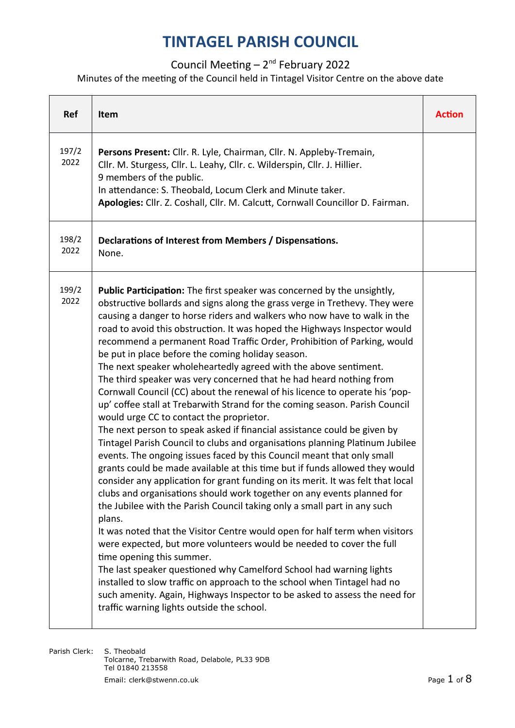# TINTAGEL PARISH COUNCIL

Council Meeting – 2nd February 2022

Minutes of the meeting of the Council held in Tintagel Visitor Centre on the above date

| Ref | Item | Action |
|---|---|---|
| 197/2 2022 | **Persons Present:** Cllr. R. Lyle, Chairman, Cllr. N. Appleby-Tremain, Cllr. M. Sturgess, Cllr. L. Leahy, Cllr. c. Wilderspin, Cllr. J. Hillier.<br>9 members of the public.<br>In attendance: S. Theobald, Locum Clerk and Minute taker.<br>**Apologies:** Cllr. Z. Coshall, Cllr. M. Calcutt, Cornwall Councillor D. Fairman. | |
| 198/2 2022 | **Declarations of Interest from Members / Dispensations.**<br>None. | |
| 199/2 2022 | **Public Participation:** The first speaker was concerned by the unsightly, obstructive bollards and signs along the grass verge in Trethevy. They were causing a danger to horse riders and walkers who now have to walk in the road to avoid this obstruction. It was hoped the Highways Inspector would recommend a permanent Road Traffic Order, Prohibition of Parking, would be put in place before the coming holiday season.<br>The next speaker wholeheartedly agreed with the above sentiment.<br>The third speaker was very concerned that he had heard nothing from Cornwall Council (CC) about the renewal of his licence to operate his 'pop-up' coffee stall at Trebarwith Strand for the coming season. Parish Council would urge CC to contact the proprietor.<br>The next person to speak asked if financial assistance could be given by Tintagel Parish Council to clubs and organisations planning Platinum Jubilee events. The ongoing issues faced by this Council meant that only small grants could be made available at this time but if funds allowed they would consider any application for grant funding on its merit. It was felt that local clubs and organisations should work together on any events planned for the Jubilee with the Parish Council taking only a small part in any such plans.<br>It was noted that the Visitor Centre would open for half term when visitors were expected, but more volunteers would be needed to cover the full time opening this summer.<br>The last speaker questioned why Camelford School had warning lights installed to slow traffic on approach to the school when Tintagel had no such amenity. Again, Highways Inspector to be asked to assess the need for traffic warning lights outside the school. | |

Parish Clerk: S. Theobald
Tolcarne, Trebarwith Road, Delabole, PL33 9DB
Tel 01840 213558
Email: clerk@stwenn.co.uk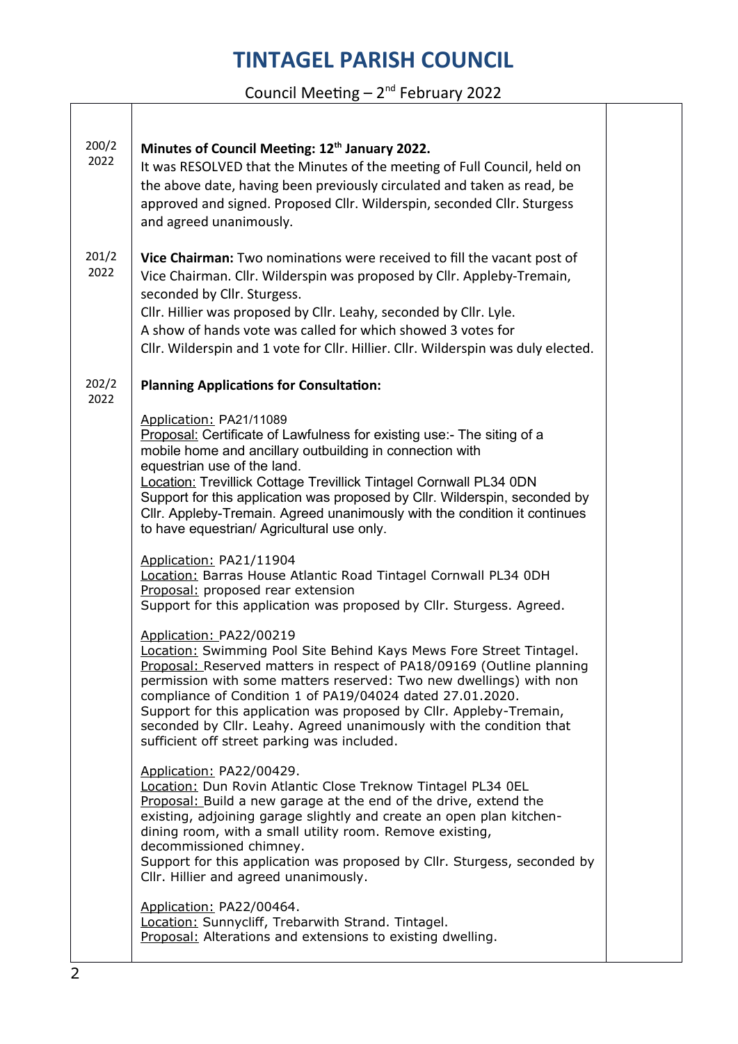# TINTAGEL PARISH COUNCIL

Council Meeting – 2nd February 2022

**200/2 2022**

**Minutes of Council Meeting: 12th January 2022.**
It was RESOLVED that the Minutes of the meeting of Full Council, held on the above date, having been previously circulated and taken as read, be approved and signed. Proposed Cllr. Wilderspin, seconded Cllr. Sturgess and agreed unanimously.

**201/2 2022**

**Vice Chairman:** Two nominations were received to fill the vacant post of Vice Chairman. Cllr. Wilderspin was proposed by Cllr. Appleby-Tremain, seconded by Cllr. Sturgess.
Cllr. Hillier was proposed by Cllr. Leahy, seconded by Cllr. Lyle.
A show of hands vote was called for which showed 3 votes for Cllr. Wilderspin and 1 vote for Cllr. Hillier. Cllr. Wilderspin was duly elected.

**202/2 2022**

**Planning Applications for Consultation:**

Application: PA21/11089
Proposal: Certificate of Lawfulness for existing use:- The siting of a mobile home and ancillary outbuilding in connection with equestrian use of the land.
Location: Trevillick Cottage Trevillick Tintagel Cornwall PL34 0DN
Support for this application was proposed by Cllr. Wilderspin, seconded by Cllr. Appleby-Tremain. Agreed unanimously with the condition it continues to have equestrian/ Agricultural use only.

Application: PA21/11904
Location: Barras House Atlantic Road Tintagel Cornwall PL34 0DH
Proposal: proposed rear extension
Support for this application was proposed by Cllr. Sturgess. Agreed.

Application: PA22/00219
Location: Swimming Pool Site Behind Kays Mews Fore Street Tintagel.
Proposal: Reserved matters in respect of PA18/09169 (Outline planning permission with some matters reserved: Two new dwellings) with non compliance of Condition 1 of PA19/04024 dated 27.01.2020.
Support for this application was proposed by Cllr. Appleby-Tremain, seconded by Cllr. Leahy. Agreed unanimously with the condition that sufficient off street parking was included.

Application: PA22/00429.
Location: Dun Rovin Atlantic Close Treknow Tintagel PL34 0EL
Proposal: Build a new garage at the end of the drive, extend the existing, adjoining garage slightly and create an open plan kitchen-dining room, with a small utility room. Remove existing, decommissioned chimney.
Support for this application was proposed by Cllr. Sturgess, seconded by Cllr. Hillier and agreed unanimously.

Application: PA22/00464.
Location: Sunnycliff, Trebarwith Strand. Tintagel.
Proposal: Alterations and extensions to existing dwelling.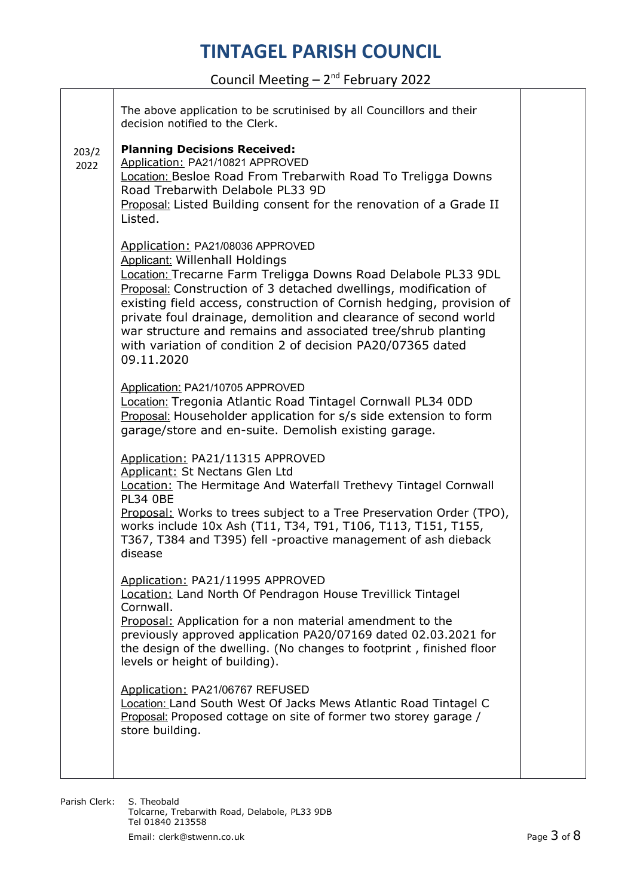The above application to be scrutinised by all Councillors and their decision notified to the Clerk.

| | | |
|---|---|---|
| 203/2 2022 | **Planning Decisions Received:**<br>Application: PA21/10821 APPROVED<br>Location: Besloe Road From Trebarwith Road To Treligga Downs Road Trebarwith Delabole PL33 9D<br>Proposal: Listed Building consent for the renovation of a Grade II Listed.<br><br>Application: PA21/08036 APPROVED<br>Applicant: Willenhall Holdings<br>Location: Trecarne Farm Treligga Downs Road Delabole PL33 9DL<br>Proposal: Construction of 3 detached dwellings, modification of existing field access, construction of Cornish hedging, provision of private foul drainage, demolition and clearance of second world war structure and remains and associated tree/shrub planting with variation of condition 2 of decision PA20/07365 dated 09.11.2020<br><br>Application: PA21/10705 APPROVED<br>Location: Tregonia Atlantic Road Tintagel Cornwall PL34 0DD<br>Proposal: Householder application for s/s side extension to form garage/store and en-suite. Demolish existing garage.<br><br>Application: PA21/11315 APPROVED<br>Applicant: St Nectans Glen Ltd<br>Location: The Hermitage And Waterfall Trethevy Tintagel Cornwall PL34 0BE<br>Proposal: Works to trees subject to a Tree Preservation Order (TPO), works include 10x Ash (T11, T34, T91, T106, T113, T151, T155, T367, T384 and T395) fell -proactive management of ash dieback disease<br><br>Application: PA21/11995 APPROVED<br>Location: Land North Of Pendragon House Trevillick Tintagel Cornwall.<br>Proposal: Application for a non material amendment to the previously approved application PA20/07169 dated 02.03.2021 for the design of the dwelling. (No changes to footprint , finished floor levels or height of building).<br><br>Application: PA21/06767 REFUSED<br>Location: Land South West Of Jacks Mews Atlantic Road Tintagel C<br>Proposal: Proposed cottage on site of former two storey garage / store building. | |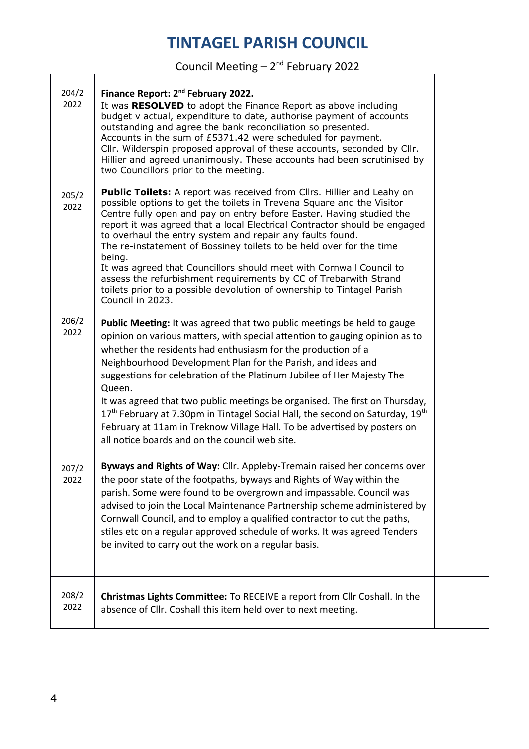# TINTAGEL PARISH COUNCIL

Council Meeting – 2nd February 2022

| | | |
|---|---|---|
| 204/2 2022 | **Finance Report: 2nd February 2022.** It was **RESOLVED** to adopt the Finance Report as above including budget v actual, expenditure to date, authorise payment of accounts outstanding and agree the bank reconciliation so presented. Accounts in the sum of £5371.42 were scheduled for payment. Cllr. Wilderspin proposed approval of these accounts, seconded by Cllr. Hillier and agreed unanimously. These accounts had been scrutinised by two Councillors prior to the meeting. | |
| 205/2 2022 | **Public Toilets:** A report was received from Cllrs. Hillier and Leahy on possible options to get the toilets in Trevena Square and the Visitor Centre fully open and pay on entry before Easter. Having studied the report it was agreed that a local Electrical Contractor should be engaged to overhaul the entry system and repair any faults found. The re-instatement of Bossiney toilets to be held over for the time being. It was agreed that Councillors should meet with Cornwall Council to assess the refurbishment requirements by CC of Trebarwith Strand toilets prior to a possible devolution of ownership to Tintagel Parish Council in 2023. | |
| 206/2 2022 | **Public Meeting:** It was agreed that two public meetings be held to gauge opinion on various matters, with special attention to gauging opinion as to whether the residents had enthusiasm for the production of a Neighbourhood Development Plan for the Parish, and ideas and suggestions for celebration of the Platinum Jubilee of Her Majesty The Queen. It was agreed that two public meetings be organised. The first on Thursday, 17th February at 7.30pm in Tintagel Social Hall, the second on Saturday, 19th February at 11am in Treknow Village Hall. To be advertised by posters on all notice boards and on the council web site. | |
| 207/2 2022 | **Byways and Rights of Way:** Cllr. Appleby-Tremain raised her concerns over the poor state of the footpaths, byways and Rights of Way within the parish. Some were found to be overgrown and impassable. Council was advised to join the Local Maintenance Partnership scheme administered by Cornwall Council, and to employ a qualified contractor to cut the paths, stiles etc on a regular approved schedule of works. It was agreed Tenders be invited to carry out the work on a regular basis. | |
| 208/2 2022 | **Christmas Lights Committee:** To RECEIVE a report from Cllr Coshall. In the absence of Cllr. Coshall this item held over to next meeting. | |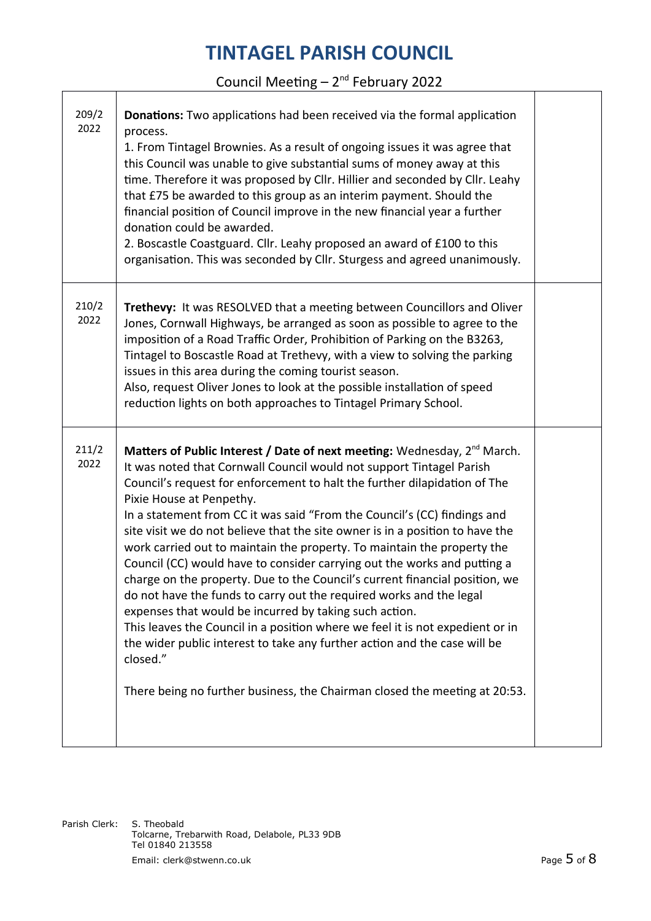# TINTAGEL PARISH COUNCIL

Council Meeting – 2nd February 2022

| | | |
|---|---|---|
| 209/2 2022 | **Donations:** Two applications had been received via the formal application process.<br>1. From Tintagel Brownies. As a result of ongoing issues it was agree that this Council was unable to give substantial sums of money away at this time. Therefore it was proposed by Cllr. Hillier and seconded by Cllr. Leahy that £75 be awarded to this group as an interim payment. Should the financial position of Council improve in the new financial year a further donation could be awarded.<br>2. Boscastle Coastguard. Cllr. Leahy proposed an award of £100 to this organisation. This was seconded by Cllr. Sturgess and agreed unanimously. | |
| 210/2 2022 | **Trethevy:** It was RESOLVED that a meeting between Councillors and Oliver Jones, Cornwall Highways, be arranged as soon as possible to agree to the imposition of a Road Traffic Order, Prohibition of Parking on the B3263, Tintagel to Boscastle Road at Trethevy, with a view to solving the parking issues in this area during the coming tourist season.<br>Also, request Oliver Jones to look at the possible installation of speed reduction lights on both approaches to Tintagel Primary School. | |
| 211/2 2022 | **Matters of Public Interest / Date of next meeting:** Wednesday, 2nd March.<br>It was noted that Cornwall Council would not support Tintagel Parish Council's request for enforcement to halt the further dilapidation of The Pixie House at Penpethy.<br>In a statement from CC it was said "From the Council's (CC) findings and site visit we do not believe that the site owner is in a position to have the work carried out to maintain the property. To maintain the property the Council (CC) would have to consider carrying out the works and putting a charge on the property. Due to the Council's current financial position, we do not have the funds to carry out the required works and the legal expenses that would be incurred by taking such action.<br>This leaves the Council in a position where we feel it is not expedient or in the wider public interest to take any further action and the case will be closed."<br><br>There being no further business, the Chairman closed the meeting at 20:53. | |

Parish Clerk: S. Theobald
Tolcarne, Trebarwith Road, Delabole, PL33 9DB
Tel 01840 213558
Email: clerk@stwenn.co.uk